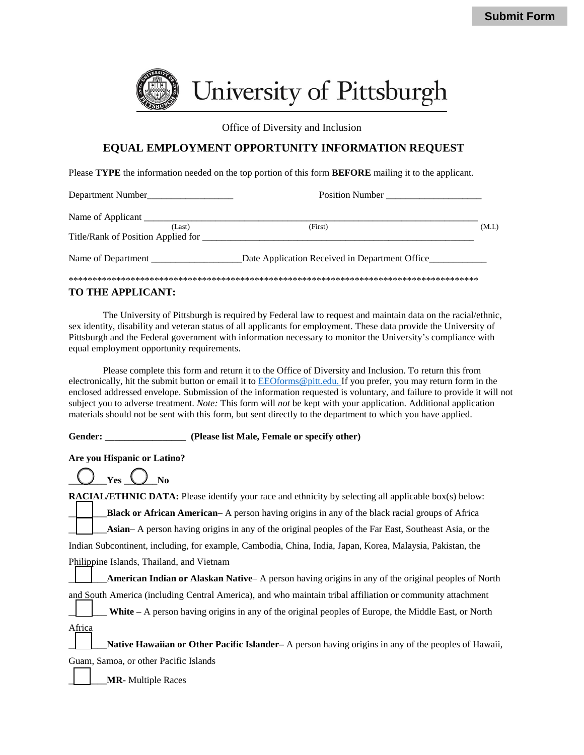Submit Form

# University of Pittsburgh

Office of Diversity and Inclusion

## EQUAL EMPLOYMENT OPPORTUNITY INFORMATION REQUEST

Please **TYPE** the information needed on the top portion of this form **BEFORE** mailing it to the applicant.

Department Number__________________ Position Number ____________________

Name of Applicant ______________________________________________________________________
(Last) (First) (M.I.)

Title/Rank of Position Applied for ___________________________________________________________

Name of Department ___________________Date Application Received in Department Office____________

****************************************************************************************

### TO THE APPLICANT:

The University of Pittsburgh is required by Federal law to request and maintain data on the racial/ethnic, sex identity, disability and veteran status of all applicants for employment. These data provide the University of Pittsburgh and the Federal government with information necessary to monitor the University's compliance with equal employment opportunity requirements.

Please complete this form and return it to the Office of Diversity and Inclusion. To return this from electronically, hit the submit button or email it to EEOforms@pitt.edu. If you prefer, you may return form in the enclosed addressed envelope. Submission of the information requested is voluntary, and failure to provide it will not subject you to adverse treatment. *Note:* This form will *not* be kept with your application. Additional application materials should not be sent with this form, but sent directly to the department to which you have applied.

**Gender: _________________ (Please list Male, Female or specify other)**

**Are you Hispanic or Latino?**

____**Yes** ____**No**

**RACIAL/ETHNIC DATA:** Please identify your race and ethnicity by selecting all applicable box(s) below:

____**Black or African American**– A person having origins in any of the black racial groups of Africa

____**Asian**– A person having origins in any of the original peoples of the Far East, Southeast Asia, or the Indian Subcontinent, including, for example, Cambodia, China, India, Japan, Korea, Malaysia, Pakistan, the Philippine Islands, Thailand, and Vietnam

____**American Indian or Alaskan Native**– A person having origins in any of the original peoples of North and South America (including Central America), and who maintain tribal affiliation or community attachment

____ **White** – A person having origins in any of the original peoples of Europe, the Middle East, or North Africa

____**Native Hawaiian or Other Pacific Islander–** A person having origins in any of the peoples of Hawaii, Guam, Samoa, or other Pacific Islands

____**MR**- Multiple Races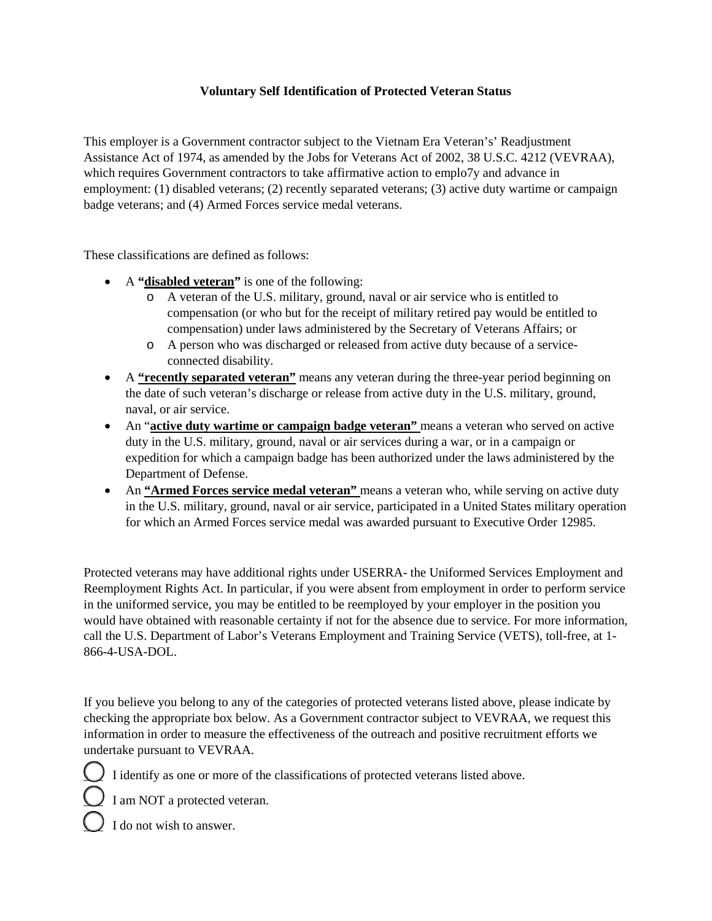**Voluntary Self Identification of Protected Veteran Status**

This employer is a Government contractor subject to the Vietnam Era Veteran's' Readjustment Assistance Act of 1974, as amended by the Jobs for Veterans Act of 2002, 38 U.S.C. 4212 (VEVRAA), which requires Government contractors to take affirmative action to emplo7y and advance in employment: (1) disabled veterans; (2) recently separated veterans; (3) active duty wartime or campaign badge veterans; and (4) Armed Forces service medal veterans.

These classifications are defined as follows:

- A **"disabled veteran"** is one of the following:
  - A veteran of the U.S. military, ground, naval or air service who is entitled to compensation (or who but for the receipt of military retired pay would be entitled to compensation) under laws administered by the Secretary of Veterans Affairs; or
  - A person who was discharged or released from active duty because of a service-connected disability.
- A **"recently separated veteran"** means any veteran during the three-year period beginning on the date of such veteran's discharge or release from active duty in the U.S. military, ground, naval, or air service.
- An "**active duty wartime or campaign badge veteran"** means a veteran who served on active duty in the U.S. military, ground, naval or air services during a war, or in a campaign or expedition for which a campaign badge has been authorized under the laws administered by the Department of Defense.
- An **"Armed Forces service medal veteran"** means a veteran who, while serving on active duty in the U.S. military, ground, naval or air service, participated in a United States military operation for which an Armed Forces service medal was awarded pursuant to Executive Order 12985.

Protected veterans may have additional rights under USERRA- the Uniformed Services Employment and Reemployment Rights Act. In particular, if you were absent from employment in order to perform service in the uniformed service, you may be entitled to be reemployed by your employer in the position you would have obtained with reasonable certainty if not for the absence due to service. For more information, call the U.S. Department of Labor's Veterans Employment and Training Service (VETS), toll-free, at 1-866-4-USA-DOL.

If you believe you belong to any of the categories of protected veterans listed above, please indicate by checking the appropriate box below. As a Government contractor subject to VEVRAA, we request this information in order to measure the effectiveness of the outreach and positive recruitment efforts we undertake pursuant to VEVRAA.

◯ I identify as one or more of the classifications of protected veterans listed above.

◯ I am NOT a protected veteran.

◯ I do not wish to answer.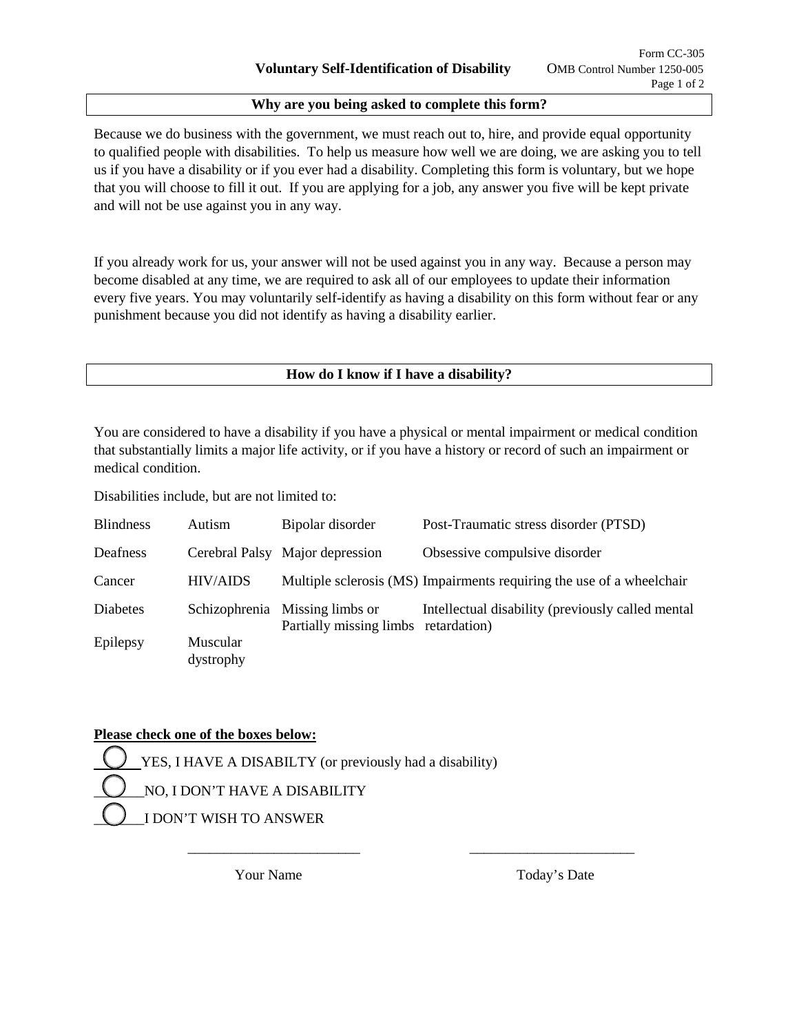Form CC-305

**Voluntary Self-Identification of Disability** OMB Control Number 1250-005

**Why are you being asked to complete this form?**

Because we do business with the government, we must reach out to, hire, and provide equal opportunity to qualified people with disabilities. To help us measure how well we are doing, we are asking you to tell us if you have a disability or if you ever had a disability. Completing this form is voluntary, but we hope that you will choose to fill it out. If you are applying for a job, any answer you five will be kept private and will not be use against you in any way.

If you already work for us, your answer will not be used against you in any way. Because a person may become disabled at any time, we are required to ask all of our employees to update their information every five years. You may voluntarily self-identify as having a disability on this form without fear or any punishment because you did not identify as having a disability earlier.

**How do I know if I have a disability?**

You are considered to have a disability if you have a physical or mental impairment or medical condition that substantially limits a major life activity, or if you have a history or record of such an impairment or medical condition.

Disabilities include, but are not limited to:

| | | | |
|---|---|---|---|
| Blindness | Autism | Bipolar disorder | Post-Traumatic stress disorder (PTSD) |
| Deafness | Cerebral Palsy | Major depression | Obsessive compulsive disorder |
| Cancer | HIV/AIDS | Multiple sclerosis (MS) | Impairments requiring the use of a wheelchair |
| Diabetes | Schizophrenia | Missing limbs or Partially missing limbs | Intellectual disability (previously called mental retardation) |
| Epilepsy | Muscular dystrophy | | |

**Please check one of the boxes below:**

◯ YES, I HAVE A DISABILTY (or previously had a disability)

◯ NO, I DON'T HAVE A DISABILITY

◯ I DON'T WISH TO ANSWER

________________________ ________________________

Your Name Today's Date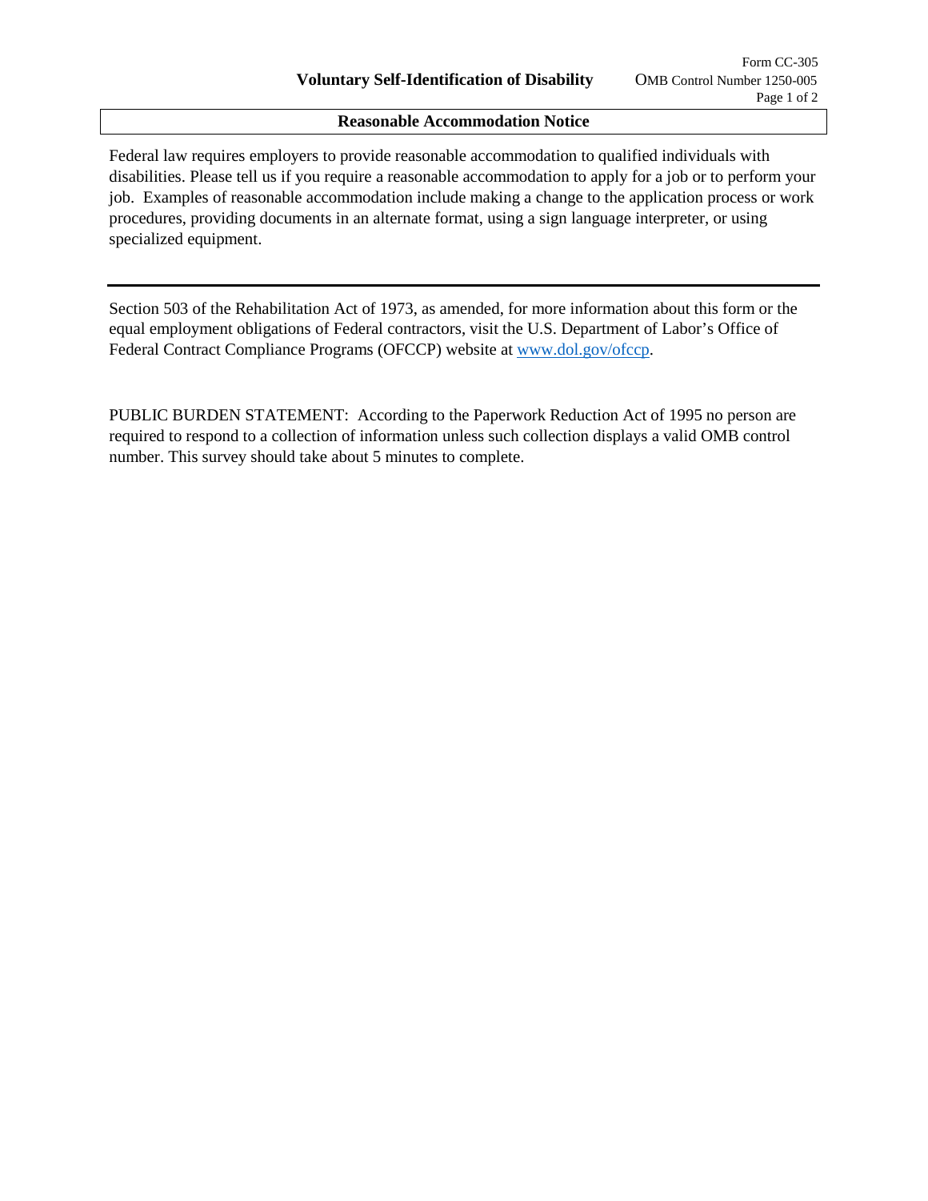**Voluntary Self-Identification of Disability**

Form CC-305
OMB Control Number 1250-005

## Reasonable Accommodation Notice

Federal law requires employers to provide reasonable accommodation to qualified individuals with disabilities. Please tell us if you require a reasonable accommodation to apply for a job or to perform your job. Examples of reasonable accommodation include making a change to the application process or work procedures, providing documents in an alternate format, using a sign language interpreter, or using specialized equipment.

---

Section 503 of the Rehabilitation Act of 1973, as amended, for more information about this form or the equal employment obligations of Federal contractors, visit the U.S. Department of Labor's Office of Federal Contract Compliance Programs (OFCCP) website at [www.dol.gov/ofccp](http://www.dol.gov/ofccp).

PUBLIC BURDEN STATEMENT: According to the Paperwork Reduction Act of 1995 no person are required to respond to a collection of information unless such collection displays a valid OMB control number. This survey should take about 5 minutes to complete.